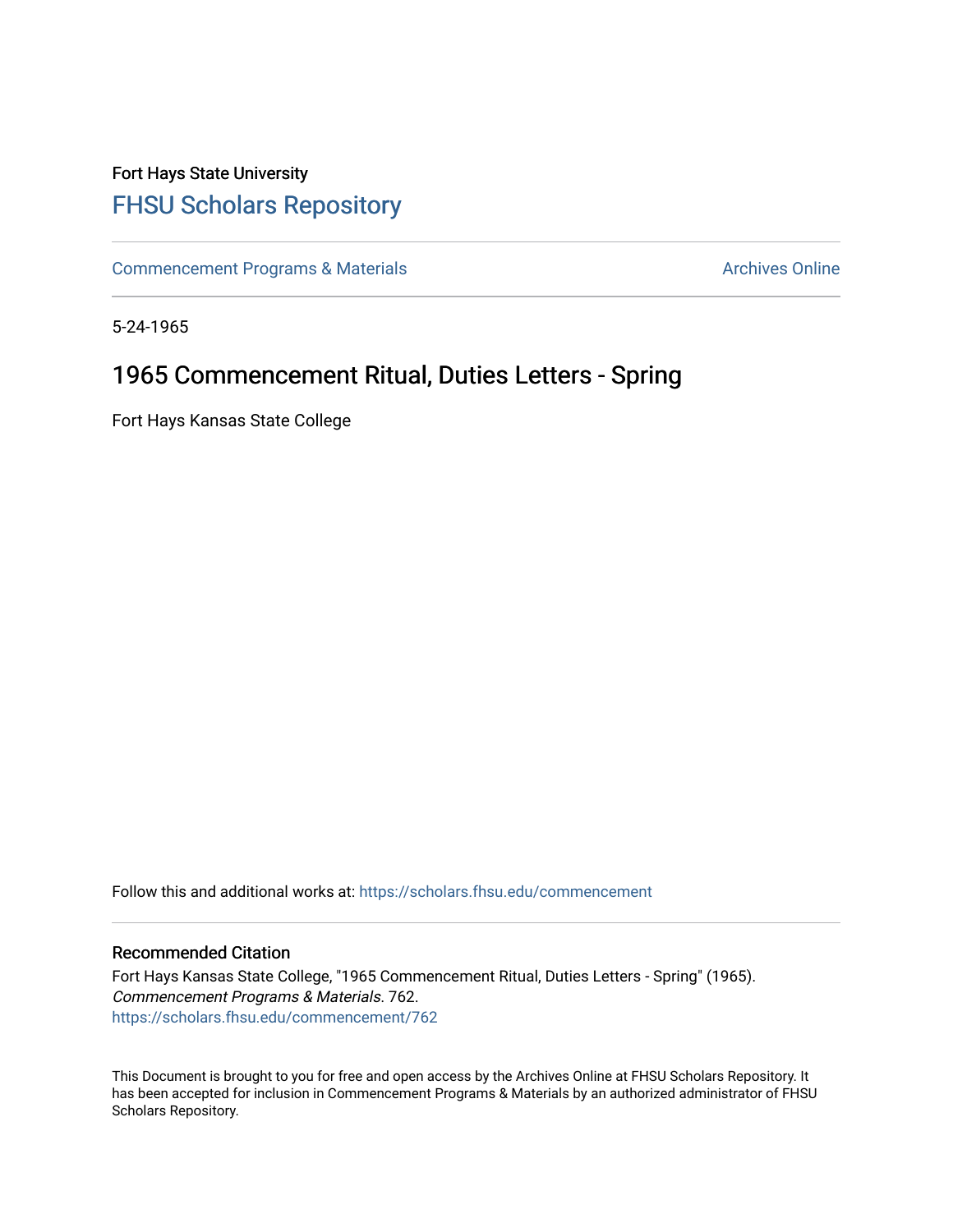Fort Hays State University

# FHSU Scholars Repository

Commencement Programs & Materials

Archives Online

5-24-1965

## 1965 Commencement Ritual, Duties Letters - Spring

Fort Hays Kansas State College

Follow this and additional works at: https://scholars.fhsu.edu/commencement

### Recommended Citation

Fort Hays Kansas State College, "1965 Commencement Ritual, Duties Letters - Spring" (1965). *Commencement Programs & Materials*. 762.
https://scholars.fhsu.edu/commencement/762

This Document is brought to you for free and open access by the Archives Online at FHSU Scholars Repository. It has been accepted for inclusion in Commencement Programs & Materials by an authorized administrator of FHSU Scholars Repository.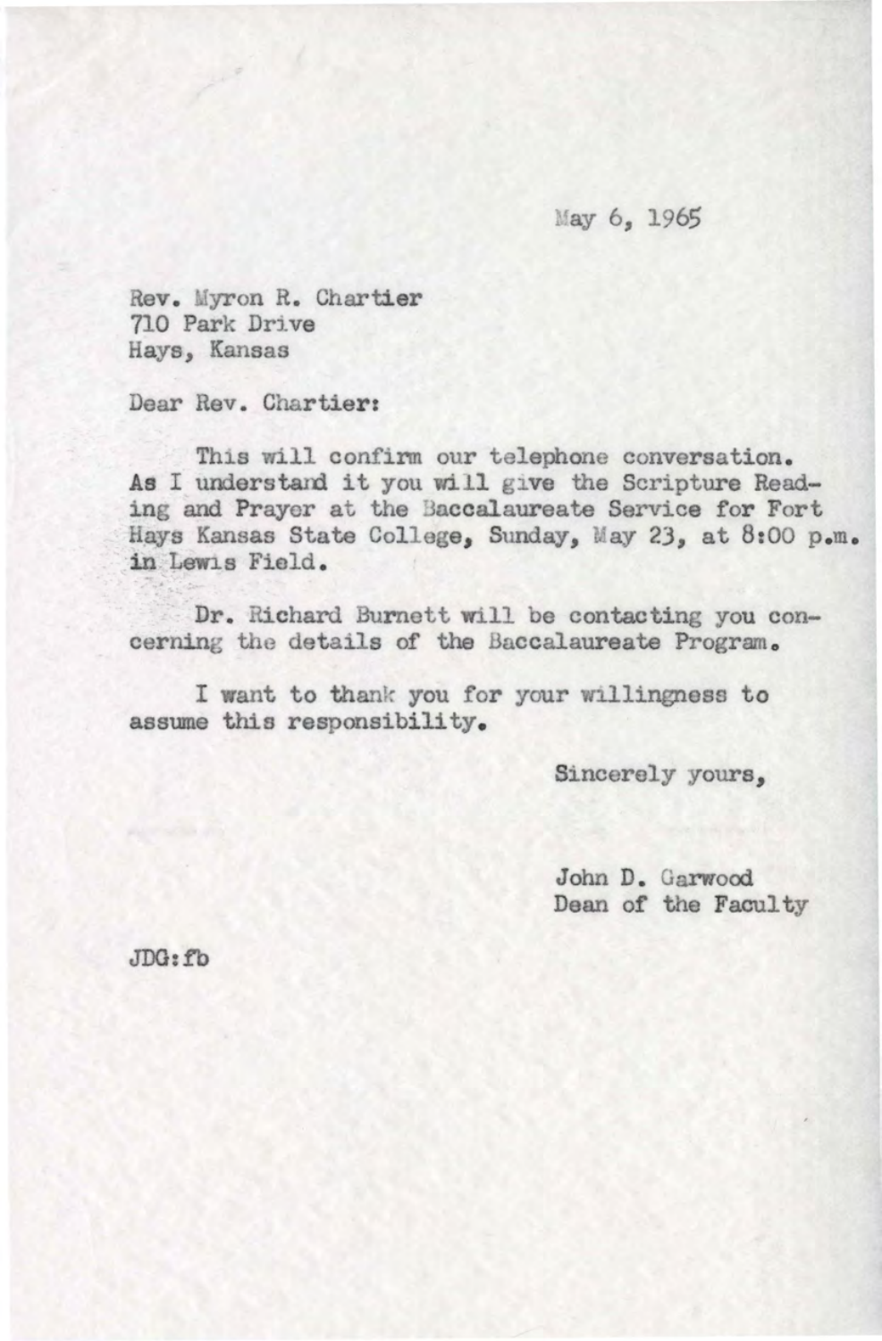May 6, 1965

Rev. Myron R. Chartier
710 Park Drive
Hays, Kansas

Dear Rev. Chartier:

This will confirm our telephone conversation. As I understand it you will give the Scripture Reading and Prayer at the Baccalaureate Service for Fort Hays Kansas State College, Sunday, May 23, at 8:00 p.m. in Lewis Field.

Dr. Richard Burnett will be contacting you concerning the details of the Baccalaureate Program.

I want to thank you for your willingness to assume this responsibility.

Sincerely yours,

John D. Garwood
Dean of the Faculty

JDG:fb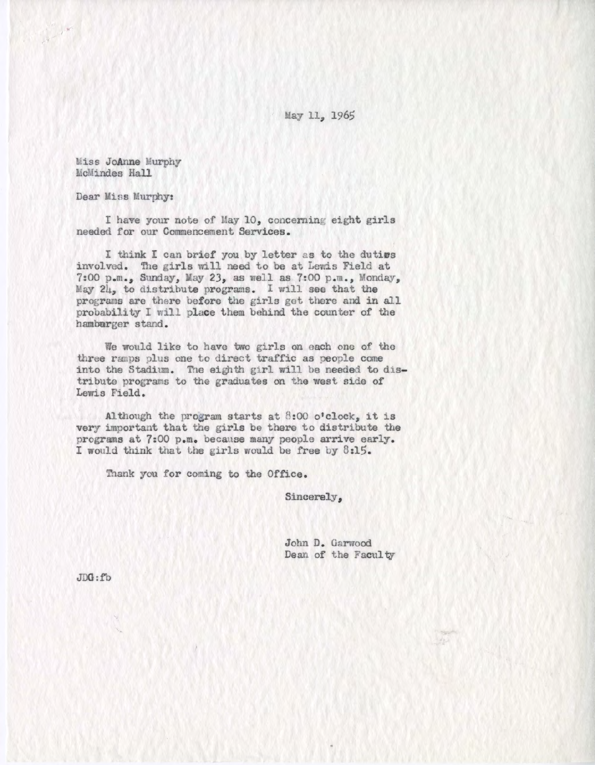May 11, 1965

Miss JoAnne Murphy
McMindes Hall

Dear Miss Murphy:

I have your note of May 10, concerning eight girls needed for our Commencement Services.

I think I can brief you by letter as to the duties involved. The girls will need to be at Lewis Field at 7:00 p.m., Sunday, May 23, as well as 7:00 p.m., Monday, May 24, to distribute programs. I will see that the programs are there before the girls get there and in all probability I will place them behind the counter of the hamburger stand.

We would like to have two girls on each one of the three ramps plus one to direct traffic as people come into the Stadium. The eighth girl will be needed to distribute programs to the graduates on the west side of Lewis Field.

Although the program starts at 8:00 o'clock, it is very important that the girls be there to distribute the programs at 7:00 p.m. because many people arrive early. I would think that the girls would be free by 8:15.

Thank you for coming to the Office.

Sincerely,

John D. Garwood
Dean of the Faculty

JDG:fb